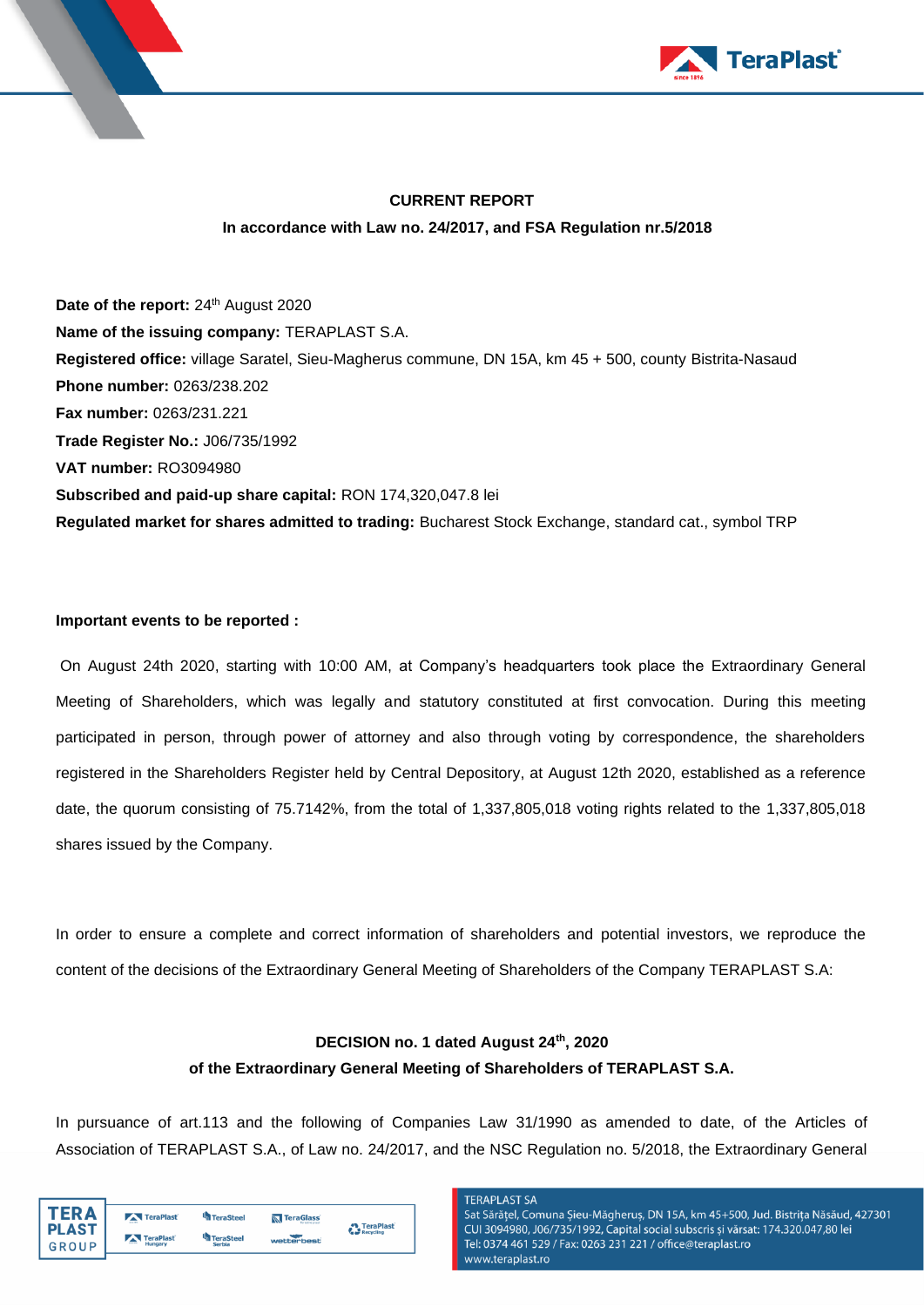**CURRENT REPORT**

**In accordance with Law no. 24/2017, and FSA Regulation nr.5/2018**

**Date of the report:** 24th August 2020

**Name of the issuing company:** TERAPLAST S.A.

**Registered office:** village Saratel, Sieu-Magherus commune, DN 15A, km 45 + 500, county Bistrita-Nasaud

**Phone number:** 0263/238.202

**Fax number:** 0263/231.221

**Trade Register No.:** J06/735/1992

**VAT number:** RO3094980

**Subscribed and paid-up share capital:** RON 174,320,047.8 lei

**Regulated market for shares admitted to trading:** Bucharest Stock Exchange, standard cat., symbol TRP

**Important events to be reported :**

On August 24th 2020, starting with 10:00 AM, at Company's headquarters took place the Extraordinary General Meeting of Shareholders, which was legally and statutory constituted at first convocation. During this meeting participated in person, through power of attorney and also through voting by correspondence, the shareholders registered in the Shareholders Register held by Central Depository, at August 12th 2020, established as a reference date, the quorum consisting of 75.7142%, from the total of 1,337,805,018 voting rights related to the 1,337,805,018 shares issued by the Company.

In order to ensure a complete and correct information of shareholders and potential investors, we reproduce the content of the decisions of the Extraordinary General Meeting of Shareholders of the Company TERAPLAST S.A:

**DECISION no. 1 dated August 24th, 2020**

**of the Extraordinary General Meeting of Shareholders of TERAPLAST S.A.**

In pursuance of art.113 and the following of Companies Law 31/1990 as amended to date, of the Articles of Association of TERAPLAST S.A., of Law no. 24/2017, and the NSC Regulation no. 5/2018, the Extraordinary General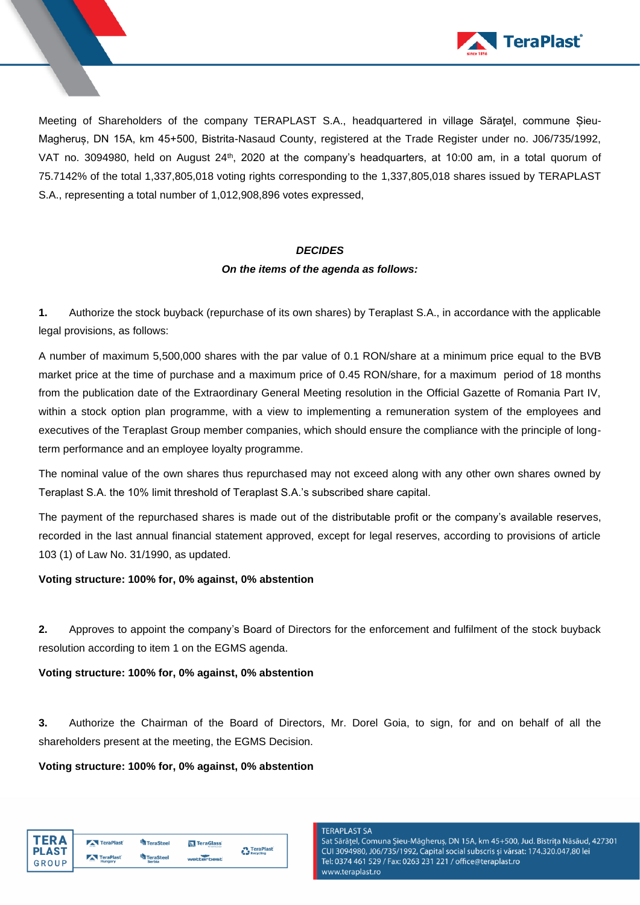Meeting of Shareholders of the company TERAPLAST S.A., headquartered in village Săraţel, commune Șieu-Magheruș, DN 15A, km 45+500, Bistrita-Nasaud County, registered at the Trade Register under no. J06/735/1992, VAT no. 3094980, held on August 24th, 2020 at the company's headquarters, at 10:00 am, in a total quorum of 75.7142% of the total 1,337,805,018 voting rights corresponding to the 1,337,805,018 shares issued by TERAPLAST S.A., representing a total number of 1,012,908,896 votes expressed,

***DECIDES***

***On the items of the agenda as follows:***

**1.** Authorize the stock buyback (repurchase of its own shares) by Teraplast S.A., in accordance with the applicable legal provisions, as follows:

A number of maximum 5,500,000 shares with the par value of 0.1 RON/share at a minimum price equal to the BVB market price at the time of purchase and a maximum price of 0.45 RON/share, for a maximum period of 18 months from the publication date of the Extraordinary General Meeting resolution in the Official Gazette of Romania Part IV, within a stock option plan programme, with a view to implementing a remuneration system of the employees and executives of the Teraplast Group member companies, which should ensure the compliance with the principle of long-term performance and an employee loyalty programme.

The nominal value of the own shares thus repurchased may not exceed along with any other own shares owned by Teraplast S.A. the 10% limit threshold of Teraplast S.A.'s subscribed share capital.

The payment of the repurchased shares is made out of the distributable profit or the company's available reserves, recorded in the last annual financial statement approved, except for legal reserves, according to provisions of article 103 (1) of Law No. 31/1990, as updated.

**Voting structure: 100% for, 0% against, 0% abstention**

**2.** Approves to appoint the company's Board of Directors for the enforcement and fulfilment of the stock buyback resolution according to item 1 on the EGMS agenda.

**Voting structure: 100% for, 0% against, 0% abstention**

**3.** Authorize the Chairman of the Board of Directors, Mr. Dorel Goia, to sign, for and on behalf of all the shareholders present at the meeting, the EGMS Decision.

**Voting structure: 100% for, 0% against, 0% abstention**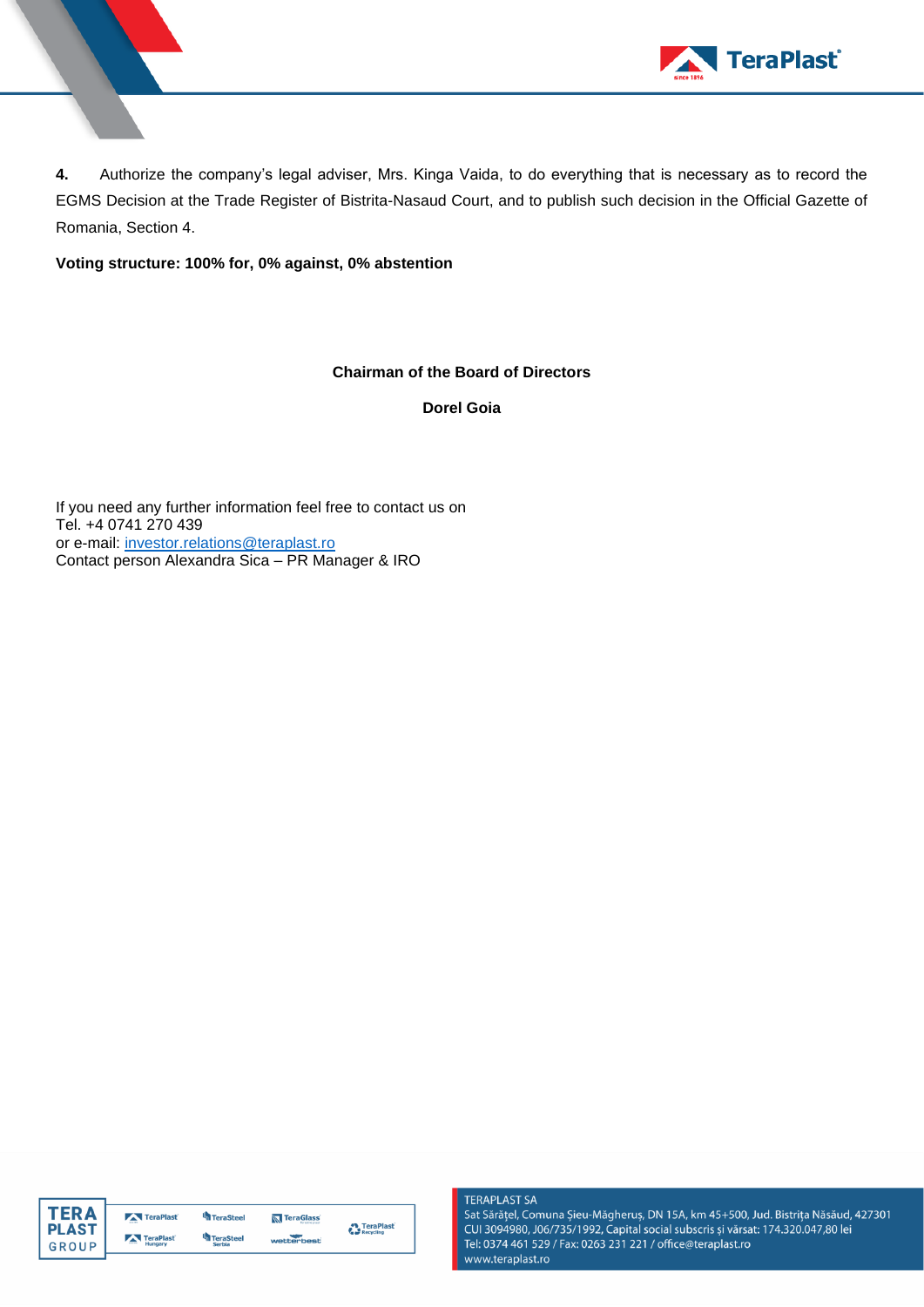**4.** Authorize the company's legal adviser, Mrs. Kinga Vaida, to do everything that is necessary as to record the EGMS Decision at the Trade Register of Bistrita-Nasaud Court, and to publish such decision in the Official Gazette of Romania, Section 4.

**Voting structure: 100% for, 0% against, 0% abstention**

**Chairman of the Board of Directors**

**Dorel Goia**

If you need any further information feel free to contact us on
Tel. +4 0741 270 439
or e-mail: investor.relations@teraplast.ro
Contact person Alexandra Sica – PR Manager & IRO